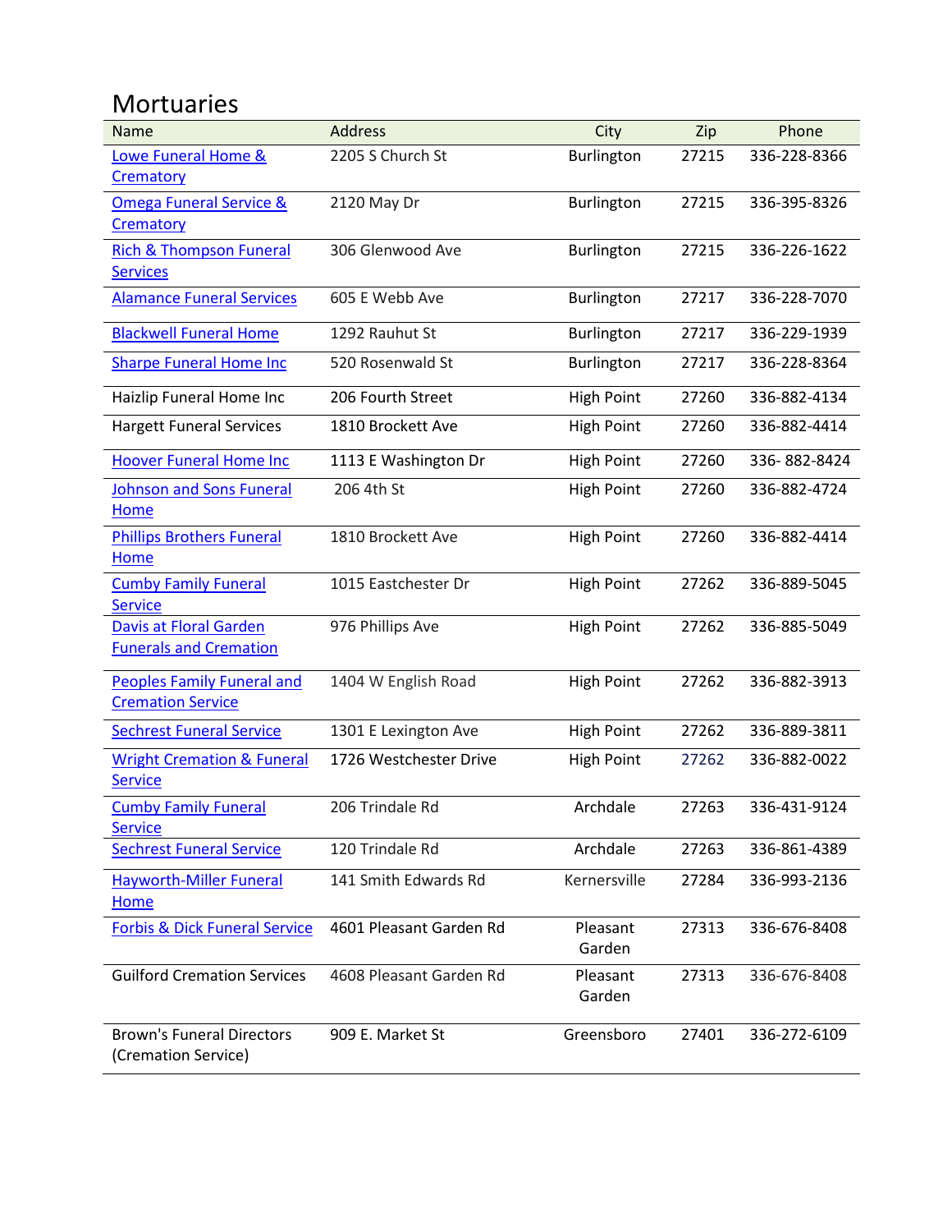# Mortuaries

| Name | Address | City | Zip | Phone |
|---|---|---|---|---|
| Lowe Funeral Home & Crematory | 2205 S Church St | Burlington | 27215 | 336-228-8366 |
| Omega Funeral Service & Crematory | 2120 May Dr | Burlington | 27215 | 336-395-8326 |
| Rich & Thompson Funeral Services | 306 Glenwood Ave | Burlington | 27215 | 336-226-1622 |
| Alamance Funeral Services | 605 E Webb Ave | Burlington | 27217 | 336-228-7070 |
| Blackwell Funeral Home | 1292 Rauhut St | Burlington | 27217 | 336-229-1939 |
| Sharpe Funeral Home Inc | 520 Rosenwald St | Burlington | 27217 | 336-228-8364 |
| Haizlip Funeral Home Inc | 206 Fourth Street | High Point | 27260 | 336-882-4134 |
| Hargett Funeral Services | 1810 Brockett Ave | High Point | 27260 | 336-882-4414 |
| Hoover Funeral Home Inc | 1113 E Washington Dr | High Point | 27260 | 336- 882-8424 |
| Johnson and Sons Funeral Home | 206 4th St | High Point | 27260 | 336-882-4724 |
| Phillips Brothers Funeral Home | 1810 Brockett Ave | High Point | 27260 | 336-882-4414 |
| Cumby Family Funeral Service | 1015 Eastchester Dr | High Point | 27262 | 336-889-5045 |
| Davis at Floral Garden Funerals and Cremation | 976 Phillips Ave | High Point | 27262 | 336-885-5049 |
| Peoples Family Funeral and Cremation Service | 1404 W English Road | High Point | 27262 | 336-882-3913 |
| Sechrest Funeral Service | 1301 E Lexington Ave | High Point | 27262 | 336-889-3811 |
| Wright Cremation & Funeral Service | 1726 Westchester Drive | High Point | 27262 | 336-882-0022 |
| Cumby Family Funeral Service | 206 Trindale Rd | Archdale | 27263 | 336-431-9124 |
| Sechrest Funeral Service | 120 Trindale Rd | Archdale | 27263 | 336-861-4389 |
| Hayworth-Miller Funeral Home | 141 Smith Edwards Rd | Kernersville | 27284 | 336-993-2136 |
| Forbis & Dick Funeral Service | 4601 Pleasant Garden Rd | Pleasant Garden | 27313 | 336-676-8408 |
| Guilford Cremation Services | 4608 Pleasant Garden Rd | Pleasant Garden | 27313 | 336-676-8408 |
| Brown's Funeral Directors (Cremation Service) | 909 E. Market St | Greensboro | 27401 | 336-272-6109 |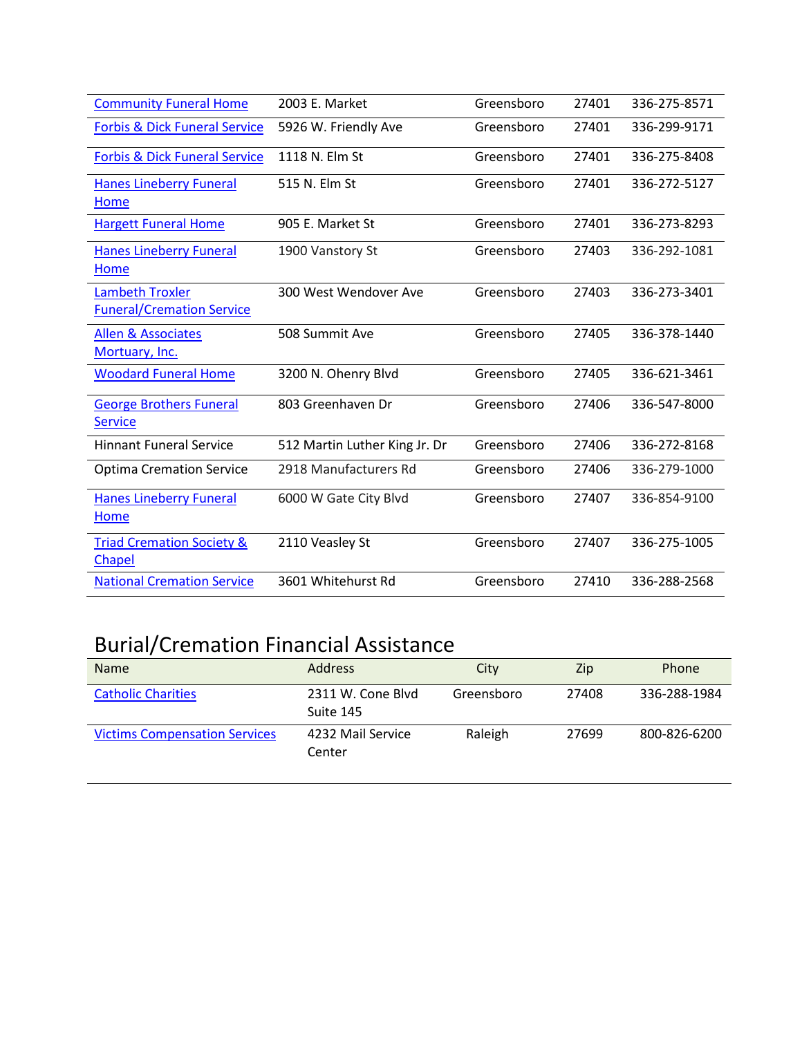| | | | | |
|---|---|---|---|---|
| Community Funeral Home | 2003 E. Market | Greensboro | 27401 | 336-275-8571 |
| Forbis & Dick Funeral Service | 5926 W. Friendly Ave | Greensboro | 27401 | 336-299-9171 |
| Forbis & Dick Funeral Service | 1118 N. Elm St | Greensboro | 27401 | 336-275-8408 |
| Hanes Lineberry Funeral Home | 515 N. Elm St | Greensboro | 27401 | 336-272-5127 |
| Hargett Funeral Home | 905 E. Market St | Greensboro | 27401 | 336-273-8293 |
| Hanes Lineberry Funeral Home | 1900 Vanstory St | Greensboro | 27403 | 336-292-1081 |
| Lambeth Troxler Funeral/Cremation Service | 300 West Wendover Ave | Greensboro | 27403 | 336-273-3401 |
| Allen & Associates Mortuary, Inc. | 508 Summit Ave | Greensboro | 27405 | 336-378-1440 |
| Woodard Funeral Home | 3200 N. Ohenry Blvd | Greensboro | 27405 | 336-621-3461 |
| George Brothers Funeral Service | 803 Greenhaven Dr | Greensboro | 27406 | 336-547-8000 |
| Hinnant Funeral Service | 512 Martin Luther King Jr. Dr | Greensboro | 27406 | 336-272-8168 |
| Optima Cremation Service | 2918 Manufacturers Rd | Greensboro | 27406 | 336-279-1000 |
| Hanes Lineberry Funeral Home | 6000 W Gate City Blvd | Greensboro | 27407 | 336-854-9100 |
| Triad Cremation Society & Chapel | 2110 Veasley St | Greensboro | 27407 | 336-275-1005 |
| National Cremation Service | 3601 Whitehurst Rd | Greensboro | 27410 | 336-288-2568 |

## Burial/Cremation Financial Assistance

| Name | Address | City | Zip | Phone |
|---|---|---|---|---|
| Catholic Charities | 2311 W. Cone Blvd Suite 145 | Greensboro | 27408 | 336-288-1984 |
| Victims Compensation Services | 4232 Mail Service Center | Raleigh | 27699 | 800-826-6200 |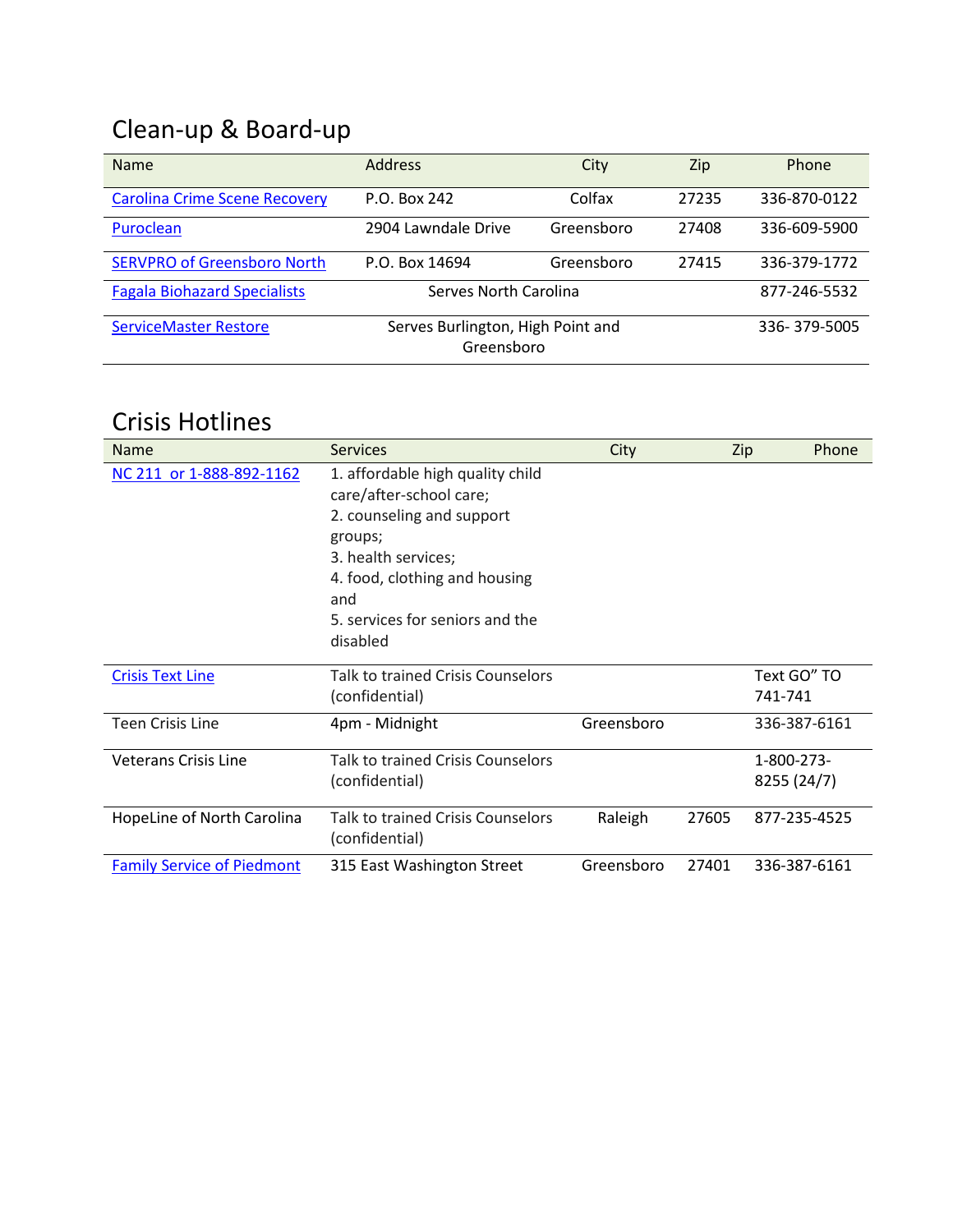## Clean-up & Board-up

| Name | Address | City | Zip | Phone |
|---|---|---|---|---|
| Carolina Crime Scene Recovery | P.O. Box 242 | Colfax | 27235 | 336-870-0122 |
| Puroclean | 2904 Lawndale Drive | Greensboro | 27408 | 336-609-5900 |
| SERVPRO of Greensboro North | P.O. Box 14694 | Greensboro | 27415 | 336-379-1772 |
| Fagala Biohazard Specialists | Serves North Carolina | | | 877-246-5532 |
| ServiceMaster Restore | Serves Burlington, High Point and Greensboro | | | 336- 379-5005 |

## Crisis Hotlines

| Name | Services | City | Zip | Phone |
|---|---|---|---|---|
| NC 211 or 1-888-892-1162 | 1. affordable high quality child care/after-school care;<br>2. counseling and support groups;<br>3. health services;<br>4. food, clothing and housing and<br>5. services for seniors and the disabled | | | |
| Crisis Text Line | Talk to trained Crisis Counselors (confidential) | | | Text GO" TO 741-741 |
| Teen Crisis Line | 4pm - Midnight | Greensboro | | 336-387-6161 |
| Veterans Crisis Line | Talk to trained Crisis Counselors (confidential) | | | 1-800-273-8255 (24/7) |
| HopeLine of North Carolina | Talk to trained Crisis Counselors (confidential) | Raleigh | 27605 | 877-235-4525 |
| Family Service of Piedmont | 315 East Washington Street | Greensboro | 27401 | 336-387-6161 |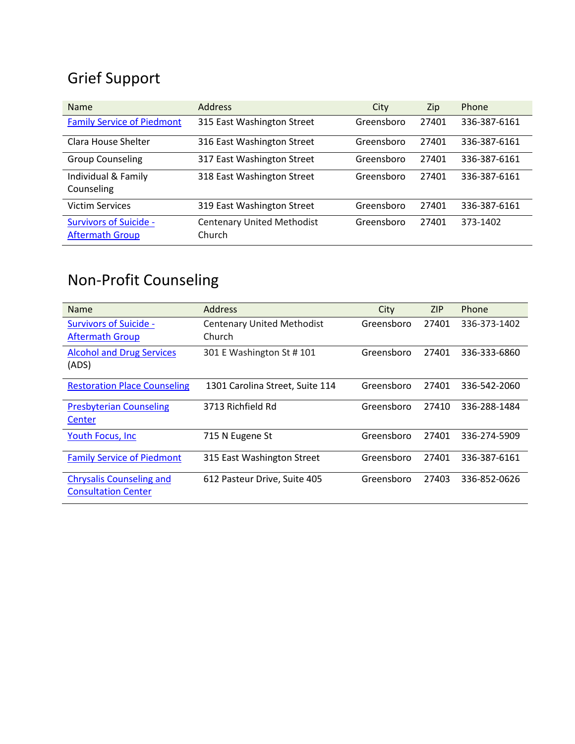## Grief Support

| Name | Address | City | Zip | Phone |
|---|---|---|---|---|
| Family Service of Piedmont | 315 East Washington Street | Greensboro | 27401 | 336-387-6161 |
| Clara House Shelter | 316 East Washington Street | Greensboro | 27401 | 336-387-6161 |
| Group Counseling | 317 East Washington Street | Greensboro | 27401 | 336-387-6161 |
| Individual & Family Counseling | 318 East Washington Street | Greensboro | 27401 | 336-387-6161 |
| Victim Services | 319 East Washington Street | Greensboro | 27401 | 336-387-6161 |
| Survivors of Suicide - Aftermath Group | Centenary United Methodist Church | Greensboro | 27401 | 373-1402 |

## Non-Profit Counseling

| Name | Address | City | ZIP | Phone |
|---|---|---|---|---|
| Survivors of Suicide - Aftermath Group | Centenary United Methodist Church | Greensboro | 27401 | 336-373-1402 |
| Alcohol and Drug Services (ADS) | 301 E Washington St # 101 | Greensboro | 27401 | 336-333-6860 |
| Restoration Place Counseling | 1301 Carolina Street, Suite 114 | Greensboro | 27401 | 336-542-2060 |
| Presbyterian Counseling Center | 3713 Richfield Rd | Greensboro | 27410 | 336-288-1484 |
| Youth Focus, Inc | 715 N Eugene St | Greensboro | 27401 | 336-274-5909 |
| Family Service of Piedmont | 315 East Washington Street | Greensboro | 27401 | 336-387-6161 |
| Chrysalis Counseling and Consultation Center | 612 Pasteur Drive, Suite 405 | Greensboro | 27403 | 336-852-0626 |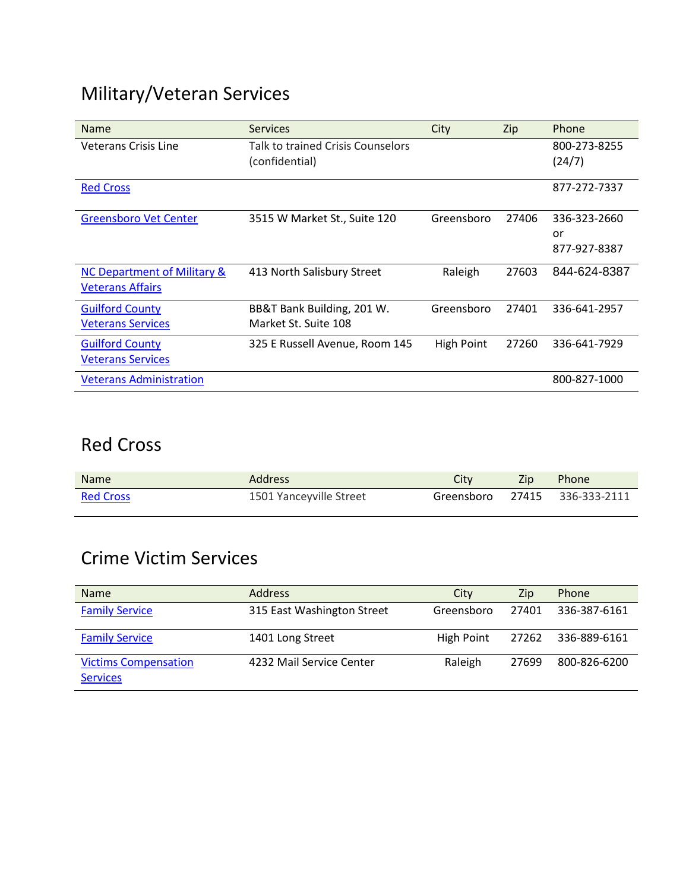## Military/Veteran Services

| Name | Services | City | Zip | Phone |
| --- | --- | --- | --- | --- |
| Veterans Crisis Line | Talk to trained Crisis Counselors (confidential) | | | 800-273-8255 (24/7) |
| Red Cross | | | | 877-272-7337 |
| Greensboro Vet Center | 3515 W Market St., Suite 120 | Greensboro | 27406 | 336-323-2660 or 877-927-8387 |
| NC Department of Military & Veterans Affairs | 413 North Salisbury Street | Raleigh | 27603 | 844-624-8387 |
| Guilford County Veterans Services | BB&T Bank Building, 201 W. Market St. Suite 108 | Greensboro | 27401 | 336-641-2957 |
| Guilford County Veterans Services | 325 E Russell Avenue, Room 145 | High Point | 27260 | 336-641-7929 |
| Veterans Administration | | | | 800-827-1000 |

## Red Cross

| Name | Address | City | Zip | Phone |
| --- | --- | --- | --- | --- |
| Red Cross | 1501 Yanceyville Street | Greensboro | 27415 | 336-333-2111 |

## Crime Victim Services

| Name | Address | City | Zip | Phone |
| --- | --- | --- | --- | --- |
| Family Service | 315 East Washington Street | Greensboro | 27401 | 336-387-6161 |
| Family Service | 1401 Long Street | High Point | 27262 | 336-889-6161 |
| Victims Compensation Services | 4232 Mail Service Center | Raleigh | 27699 | 800-826-6200 |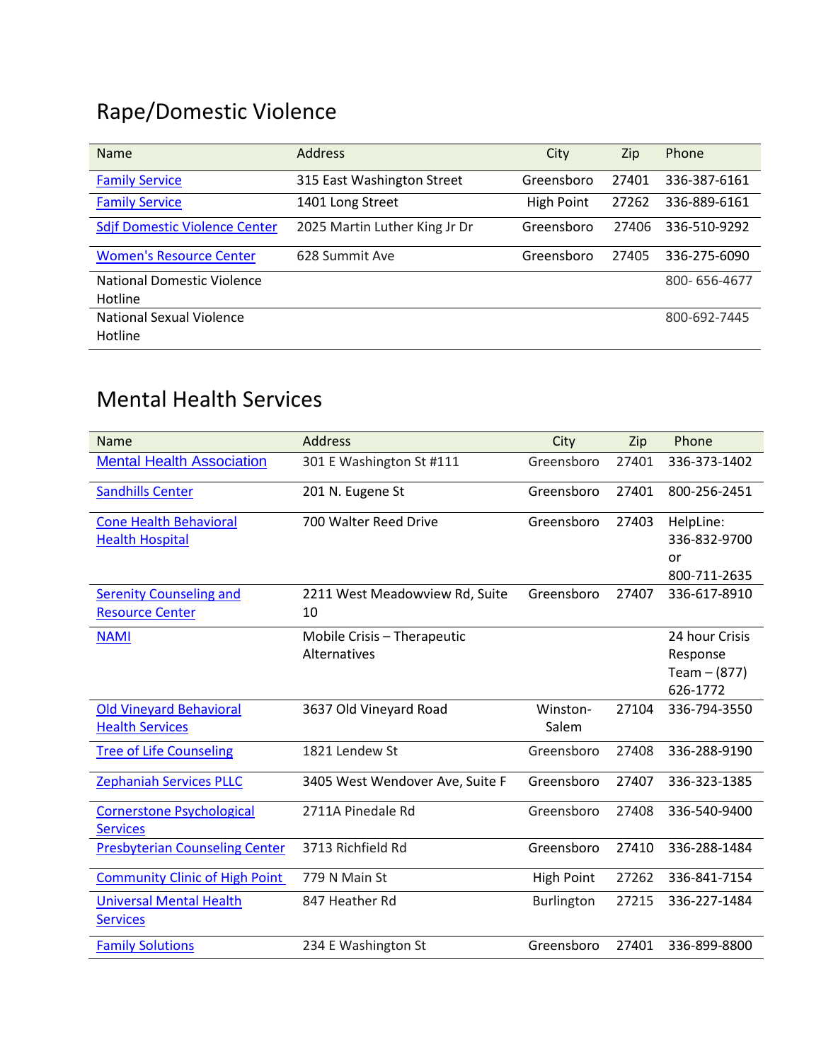## Rape/Domestic Violence

| Name | Address | City | Zip | Phone |
|---|---|---|---|---|
| Family Service | 315 East Washington Street | Greensboro | 27401 | 336-387-6161 |
| Family Service | 1401 Long Street | High Point | 27262 | 336-889-6161 |
| Sdjf Domestic Violence Center | 2025 Martin Luther King Jr Dr | Greensboro | 27406 | 336-510-9292 |
| Women's Resource Center | 628 Summit Ave | Greensboro | 27405 | 336-275-6090 |
| National Domestic Violence Hotline | | | | 800- 656-4677 |
| National Sexual Violence Hotline | | | | 800-692-7445 |

## Mental Health Services

| Name | Address | City | Zip | Phone |
|---|---|---|---|---|
| Mental Health Association | 301 E Washington St #111 | Greensboro | 27401 | 336-373-1402 |
| Sandhills Center | 201 N. Eugene St | Greensboro | 27401 | 800-256-2451 |
| Cone Health Behavioral Health Hospital | 700 Walter Reed Drive | Greensboro | 27403 | HelpLine: 336-832-9700 or 800-711-2635 |
| Serenity Counseling and Resource Center | 2211 West Meadowview Rd, Suite 10 | Greensboro | 27407 | 336-617-8910 |
| NAMI | Mobile Crisis – Therapeutic Alternatives | | | 24 hour Crisis Response Team – (877) 626-1772 |
| Old Vineyard Behavioral Health Services | 3637 Old Vineyard Road | Winston-Salem | 27104 | 336-794-3550 |
| Tree of Life Counseling | 1821 Lendew St | Greensboro | 27408 | 336-288-9190 |
| Zephaniah Services PLLC | 3405 West Wendover Ave, Suite F | Greensboro | 27407 | 336-323-1385 |
| Cornerstone Psychological Services | 2711A Pinedale Rd | Greensboro | 27408 | 336-540-9400 |
| Presbyterian Counseling Center | 3713 Richfield Rd | Greensboro | 27410 | 336-288-1484 |
| Community Clinic of High Point | 779 N Main St | High Point | 27262 | 336-841-7154 |
| Universal Mental Health Services | 847 Heather Rd | Burlington | 27215 | 336-227-1484 |
| Family Solutions | 234 E Washington St | Greensboro | 27401 | 336-899-8800 |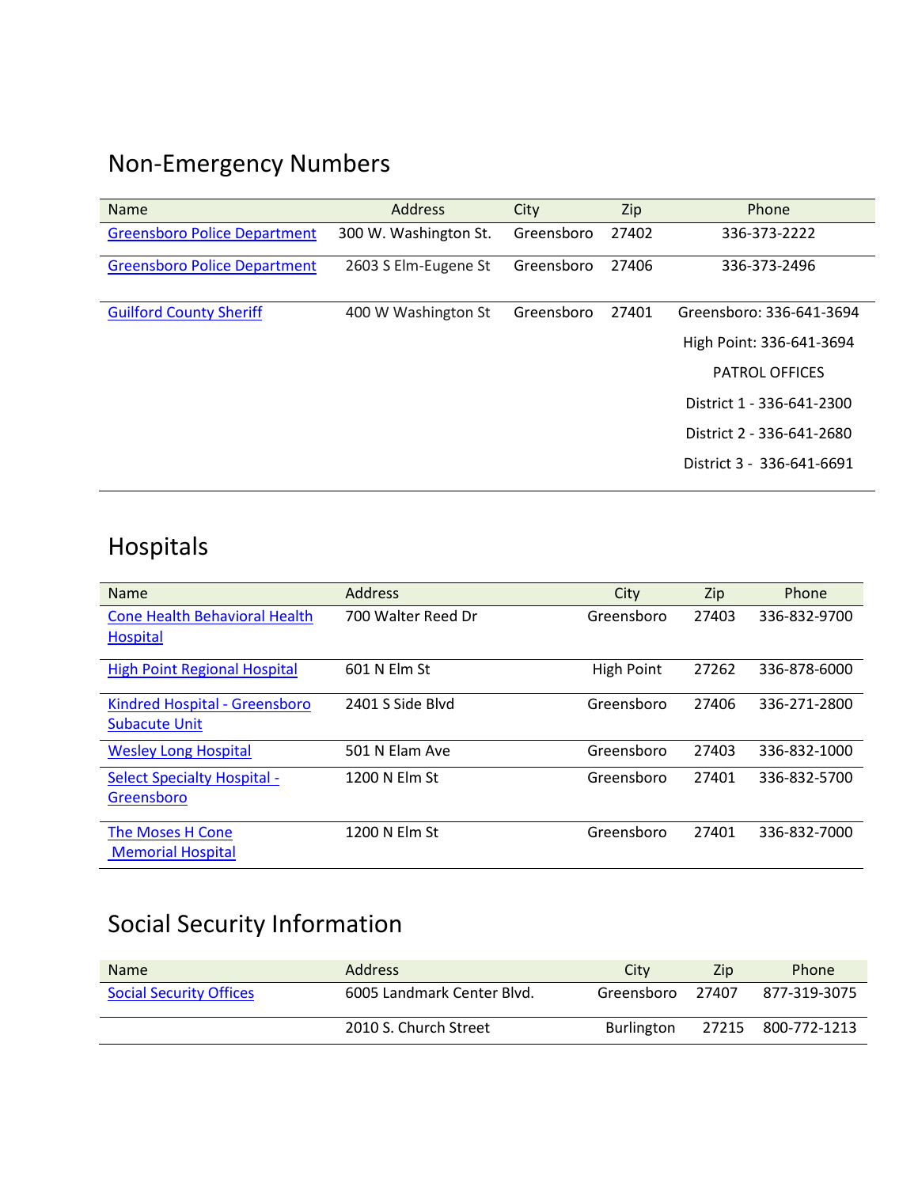## Non-Emergency Numbers

| Name | Address | City | Zip | Phone |
|---|---|---|---|---|
| Greensboro Police Department | 300 W. Washington St. | Greensboro | 27402 | 336-373-2222 |
| Greensboro Police Department | 2603 S Elm-Eugene St | Greensboro | 27406 | 336-373-2496 |
| Guilford County Sheriff | 400 W Washington St | Greensboro | 27401 | Greensboro: 336-641-3694<br>High Point: 336-641-3694<br>PATROL OFFICES<br>District 1 - 336-641-2300<br>District 2 - 336-641-2680<br>District 3 - 336-641-6691 |

## Hospitals

| Name | Address | City | Zip | Phone |
|---|---|---|---|---|
| Cone Health Behavioral Health Hospital | 700 Walter Reed Dr | Greensboro | 27403 | 336-832-9700 |
| High Point Regional Hospital | 601 N Elm St | High Point | 27262 | 336-878-6000 |
| Kindred Hospital - Greensboro Subacute Unit | 2401 S Side Blvd | Greensboro | 27406 | 336-271-2800 |
| Wesley Long Hospital | 501 N Elam Ave | Greensboro | 27403 | 336-832-1000 |
| Select Specialty Hospital - Greensboro | 1200 N Elm St | Greensboro | 27401 | 336-832-5700 |
| The Moses H Cone Memorial Hospital | 1200 N Elm St | Greensboro | 27401 | 336-832-7000 |

## Social Security Information

| Name | Address | City | Zip | Phone |
|---|---|---|---|---|
| Social Security Offices | 6005 Landmark Center Blvd. | Greensboro | 27407 | 877-319-3075 |
| | 2010 S. Church Street | Burlington | 27215 | 800-772-1213 |